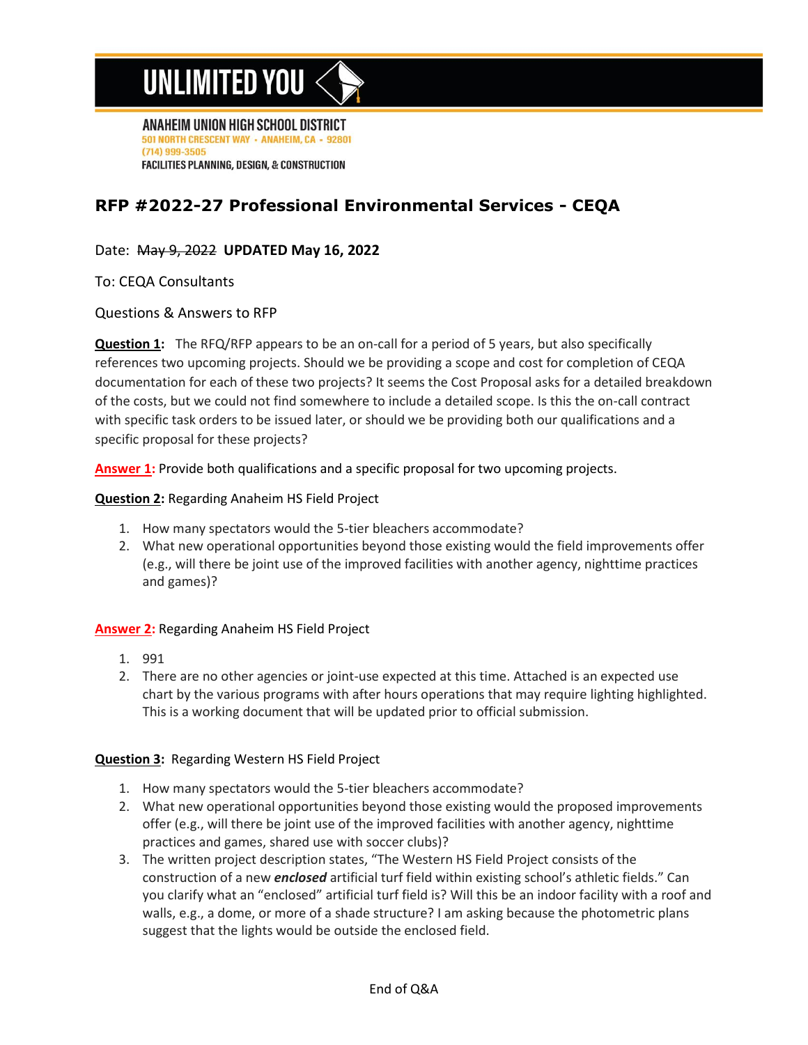UNLIMITED YOU

**ANAHEIM UNION HIGH SCHOOL DISTRICT**
501 NORTH CRESCENT WAY • ANAHEIM, CA • 92801
(714) 999-3505
FACILITIES PLANNING, DESIGN, & CONSTRUCTION

## RFP #2022-27 Professional Environmental Services - CEQA

Date: ~~May 9, 2022~~ **UPDATED May 16, 2022**

To: CEQA Consultants

Questions & Answers to RFP

**Question 1:** The RFQ/RFP appears to be an on-call for a period of 5 years, but also specifically references two upcoming projects. Should we be providing a scope and cost for completion of CEQA documentation for each of these two projects? It seems the Cost Proposal asks for a detailed breakdown of the costs, but we could not find somewhere to include a detailed scope. Is this the on-call contract with specific task orders to be issued later, or should we be providing both our qualifications and a specific proposal for these projects?

**Answer 1:** Provide both qualifications and a specific proposal for two upcoming projects.

**Question 2:** Regarding Anaheim HS Field Project

1. How many spectators would the 5-tier bleachers accommodate?
2. What new operational opportunities beyond those existing would the field improvements offer (e.g., will there be joint use of the improved facilities with another agency, nighttime practices and games)?

**Answer 2:** Regarding Anaheim HS Field Project

1. 991
2. There are no other agencies or joint-use expected at this time. Attached is an expected use chart by the various programs with after hours operations that may require lighting highlighted. This is a working document that will be updated prior to official submission.

**Question 3:** Regarding Western HS Field Project

1. How many spectators would the 5-tier bleachers accommodate?
2. What new operational opportunities beyond those existing would the proposed improvements offer (e.g., will there be joint use of the improved facilities with another agency, nighttime practices and games, shared use with soccer clubs)?
3. The written project description states, "The Western HS Field Project consists of the construction of a new ***enclosed*** artificial turf field within existing school's athletic fields." Can you clarify what an "enclosed" artificial turf field is? Will this be an indoor facility with a roof and walls, e.g., a dome, or more of a shade structure? I am asking because the photometric plans suggest that the lights would be outside the enclosed field.

End of Q&A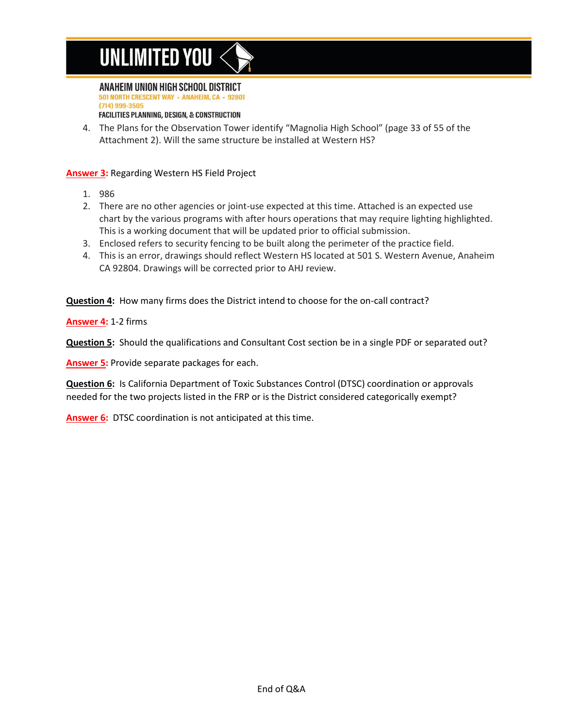4. The Plans for the Observation Tower identify "Magnolia High School" (page 33 of 55 of the Attachment 2). Will the same structure be installed at Western HS?

**Answer 3:** Regarding Western HS Field Project

1. 986
2. There are no other agencies or joint-use expected at this time. Attached is an expected use chart by the various programs with after hours operations that may require lighting highlighted. This is a working document that will be updated prior to official submission.
3. Enclosed refers to security fencing to be built along the perimeter of the practice field.
4. This is an error, drawings should reflect Western HS located at 501 S. Western Avenue, Anaheim CA 92804. Drawings will be corrected prior to AHJ review.

**Question 4:** How many firms does the District intend to choose for the on-call contract?

**Answer 4:** 1-2 firms

**Question 5:** Should the qualifications and Consultant Cost section be in a single PDF or separated out?

**Answer 5:** Provide separate packages for each.

**Question 6:** Is California Department of Toxic Substances Control (DTSC) coordination or approvals needed for the two projects listed in the FRP or is the District considered categorically exempt?

**Answer 6:** DTSC coordination is not anticipated at this time.

End of Q&A